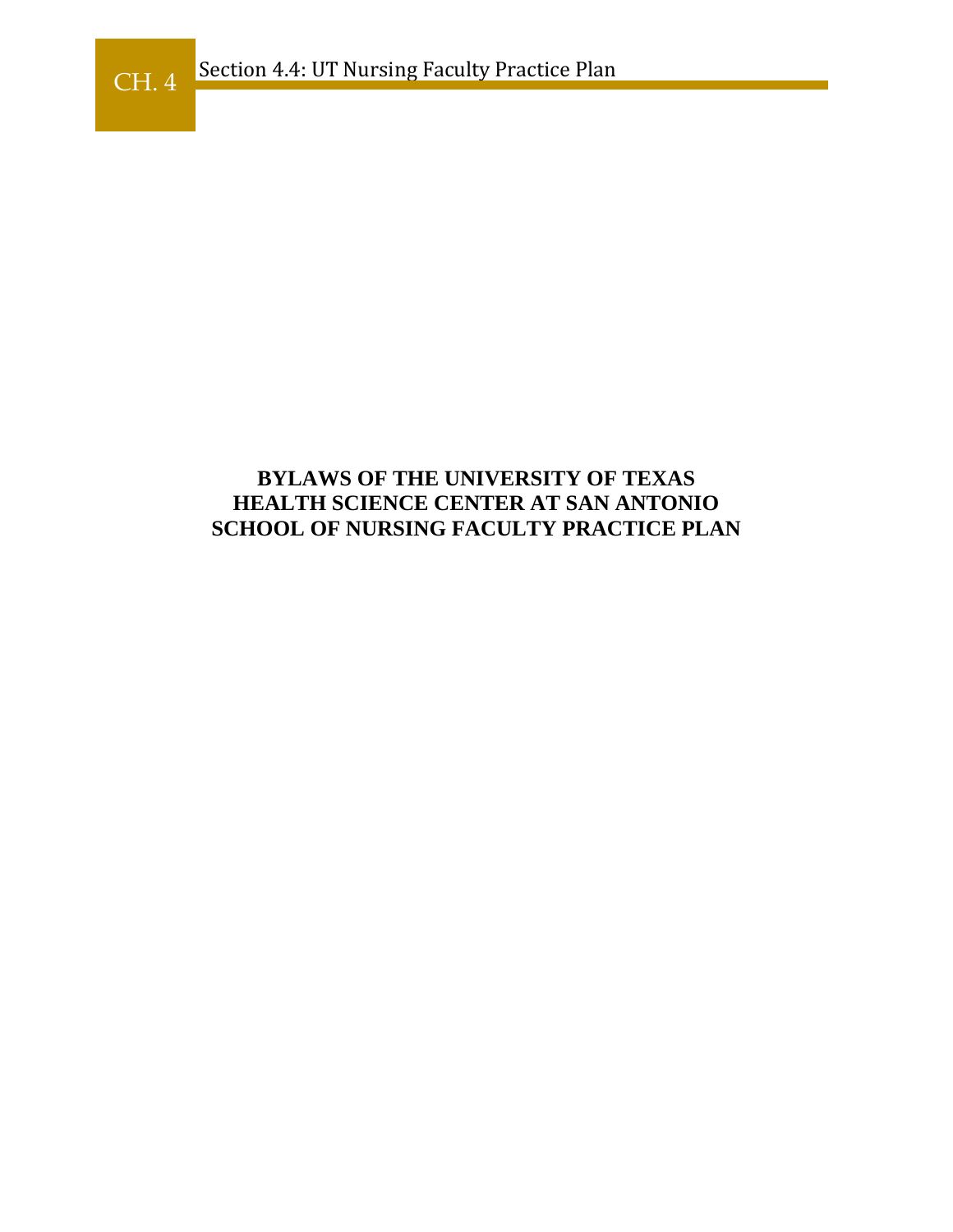# BYLAWS OF THE UNIVERSITY OF TEXAS HEALTH SCIENCE CENTER AT SAN ANTONIO SCHOOL OF NURSING FACULTY PRACTICE PLAN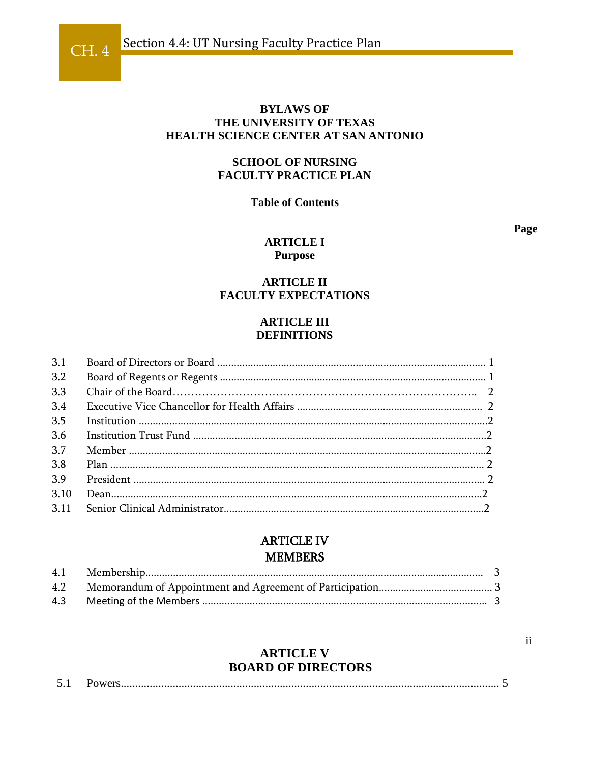# BYLAWS OF THE UNIVERSITY OF TEXAS HEALTH SCIENCE CENTER AT SAN ANTONIO

## SCHOOL OF NURSING FACULTY PRACTICE PLAN

### Table of Contents

**Page**

**ARTICLE I**
**Purpose**

**ARTICLE II**
**FACULTY EXPECTATIONS**

**ARTICLE III**
**DEFINITIONS**

| | | |
|---|---|---|
| 3.1 | Board of Directors or Board | 1 |
| 3.2 | Board of Regents or Regents | 1 |
| 3.3 | Chair of the Board | 2 |
| 3.4 | Executive Vice Chancellor for Health Affairs | 2 |
| 3.5 | Institution | 2 |
| 3.6 | Institution Trust Fund | 2 |
| 3.7 | Member | 2 |
| 3.8 | Plan | 2 |
| 3.9 | President | 2 |
| 3.10 | Dean | 2 |
| 3.11 | Senior Clinical Administrator | 2 |

**ARTICLE IV**
**MEMBERS**

| | | |
|---|---|---|
| 4.1 | Membership | 3 |
| 4.2 | Memorandum of Appointment and Agreement of Participation | 3 |
| 4.3 | Meeting of the Members | 3 |

**ARTICLE V**
**BOARD OF DIRECTORS**

| | | |
|---|---|---|
| 5.1 | Powers | 5 |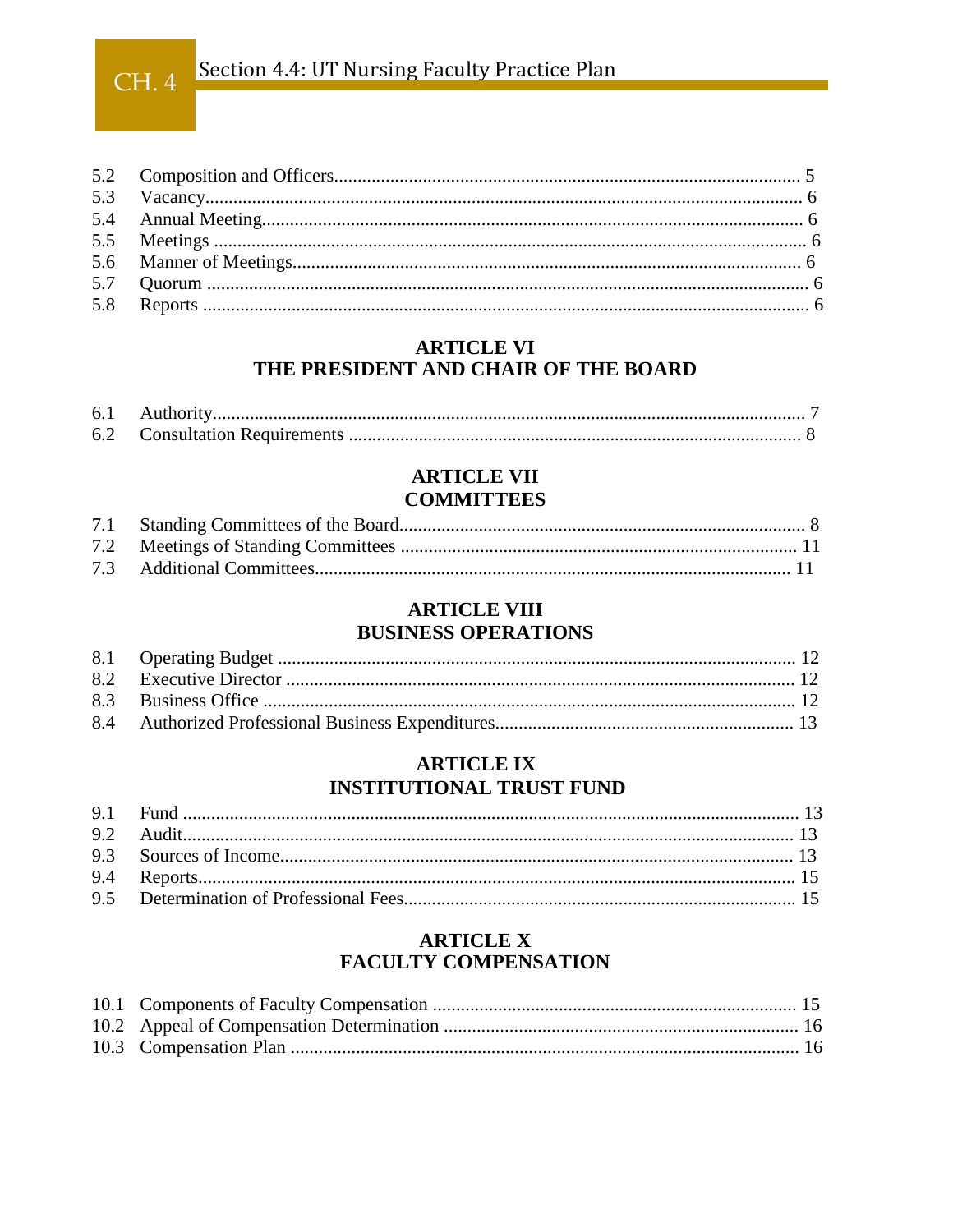| | | |
|---|---|---|
| 5.2 | Composition and Officers | 5 |
| 5.3 | Vacancy | 6 |
| 5.4 | Annual Meeting | 6 |
| 5.5 | Meetings | 6 |
| 5.6 | Manner of Meetings | 6 |
| 5.7 | Quorum | 6 |
| 5.8 | Reports | 6 |

**ARTICLE VI**
**THE PRESIDENT AND CHAIR OF THE BOARD**

| | | |
|---|---|---|
| 6.1 | Authority | 7 |
| 6.2 | Consultation Requirements | 8 |

**ARTICLE VII**
**COMMITTEES**

| | | |
|---|---|---|
| 7.1 | Standing Committees of the Board | 8 |
| 7.2 | Meetings of Standing Committees | 11 |
| 7.3 | Additional Committees | 11 |

**ARTICLE VIII**
**BUSINESS OPERATIONS**

| | | |
|---|---|---|
| 8.1 | Operating Budget | 12 |
| 8.2 | Executive Director | 12 |
| 8.3 | Business Office | 12 |
| 8.4 | Authorized Professional Business Expenditures | 13 |

**ARTICLE IX**
**INSTITUTIONAL TRUST FUND**

| | | |
|---|---|---|
| 9.1 | Fund | 13 |
| 9.2 | Audit | 13 |
| 9.3 | Sources of Income | 13 |
| 9.4 | Reports | 15 |
| 9.5 | Determination of Professional Fees | 15 |

**ARTICLE X**
**FACULTY COMPENSATION**

| | | |
|---|---|---|
| 10.1 | Components of Faculty Compensation | 15 |
| 10.2 | Appeal of Compensation Determination | 16 |
| 10.3 | Compensation Plan | 16 |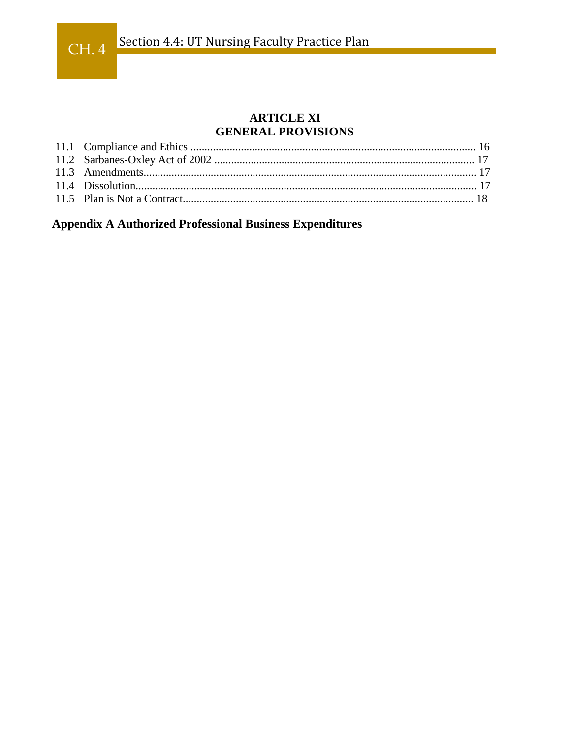## ARTICLE XI
## GENERAL PROVISIONS

11.1 Compliance and Ethics ..................................................................................................... 16
11.2 Sarbanes-Oxley Act of 2002 ............................................................................................ 17
11.3 Amendments..................................................................................................................... 17
11.4 Dissolution........................................................................................................................ 17
11.5 Plan is Not a Contract....................................................................................................... 18

**Appendix A Authorized Professional Business Expenditures**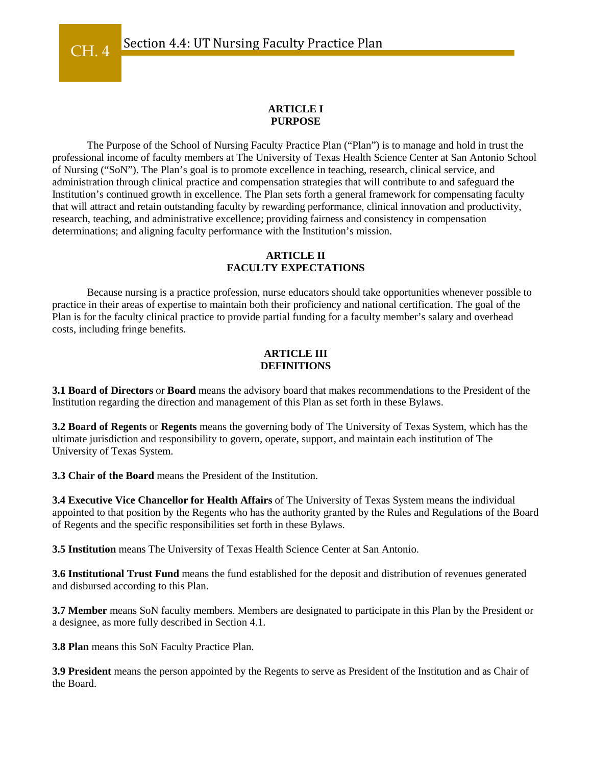# Section 4.4: UT Nursing Faculty Practice Plan

## ARTICLE I
## PURPOSE

The Purpose of the School of Nursing Faculty Practice Plan ("Plan") is to manage and hold in trust the professional income of faculty members at The University of Texas Health Science Center at San Antonio School of Nursing ("SoN"). The Plan's goal is to promote excellence in teaching, research, clinical service, and administration through clinical practice and compensation strategies that will contribute to and safeguard the Institution's continued growth in excellence. The Plan sets forth a general framework for compensating faculty that will attract and retain outstanding faculty by rewarding performance, clinical innovation and productivity, research, teaching, and administrative excellence; providing fairness and consistency in compensation determinations; and aligning faculty performance with the Institution's mission.

## ARTICLE II
## FACULTY EXPECTATIONS

Because nursing is a practice profession, nurse educators should take opportunities whenever possible to practice in their areas of expertise to maintain both their proficiency and national certification. The goal of the Plan is for the faculty clinical practice to provide partial funding for a faculty member's salary and overhead costs, including fringe benefits.

## ARTICLE III
## DEFINITIONS

**3.1 Board of Directors** or **Board** means the advisory board that makes recommendations to the President of the Institution regarding the direction and management of this Plan as set forth in these Bylaws.

**3.2 Board of Regents** or **Regents** means the governing body of The University of Texas System, which has the ultimate jurisdiction and responsibility to govern, operate, support, and maintain each institution of The University of Texas System.

**3.3 Chair of the Board** means the President of the Institution.

**3.4 Executive Vice Chancellor for Health Affairs** of The University of Texas System means the individual appointed to that position by the Regents who has the authority granted by the Rules and Regulations of the Board of Regents and the specific responsibilities set forth in these Bylaws.

**3.5 Institution** means The University of Texas Health Science Center at San Antonio.

**3.6 Institutional Trust Fund** means the fund established for the deposit and distribution of revenues generated and disbursed according to this Plan.

**3.7 Member** means SoN faculty members. Members are designated to participate in this Plan by the President or a designee, as more fully described in Section 4.1.

**3.8 Plan** means this SoN Faculty Practice Plan.

**3.9 President** means the person appointed by the Regents to serve as President of the Institution and as Chair of the Board.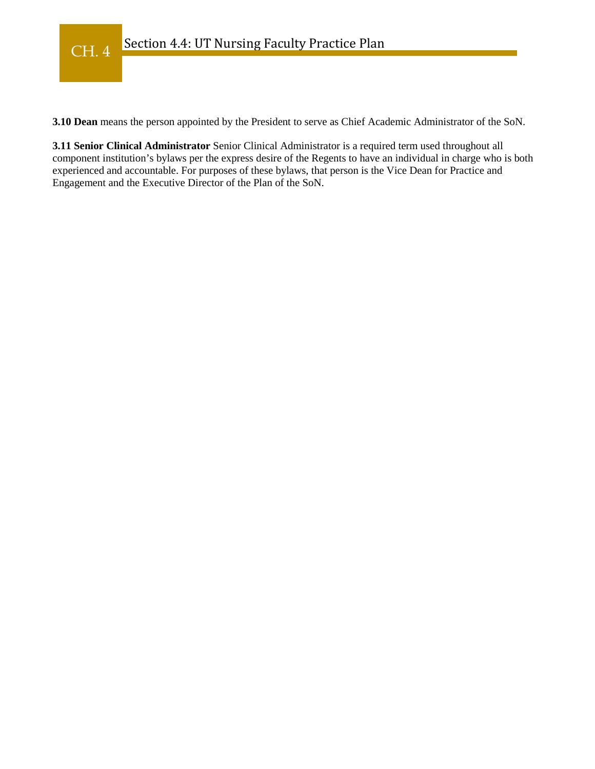**3.10 Dean** means the person appointed by the President to serve as Chief Academic Administrator of the SoN.

**3.11 Senior Clinical Administrator** Senior Clinical Administrator is a required term used throughout all component institution's bylaws per the express desire of the Regents to have an individual in charge who is both experienced and accountable. For purposes of these bylaws, that person is the Vice Dean for Practice and Engagement and the Executive Director of the Plan of the SoN.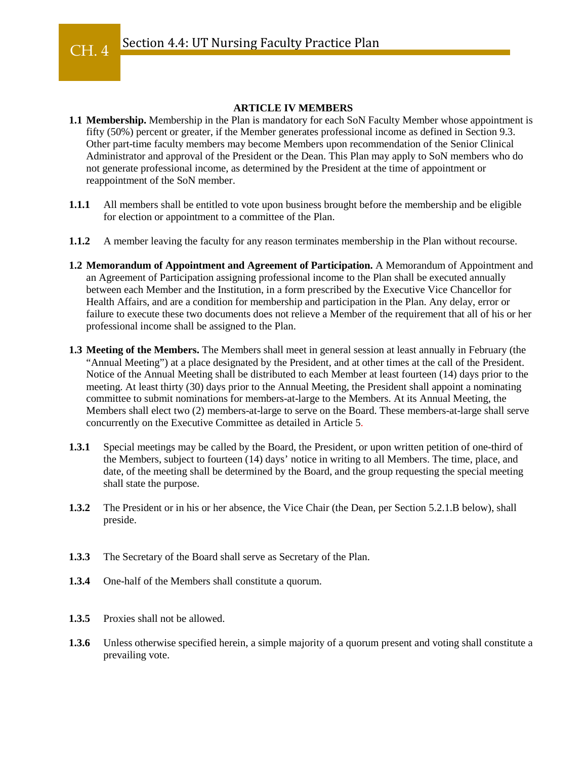## ARTICLE IV MEMBERS

**1.1 Membership.** Membership in the Plan is mandatory for each SoN Faculty Member whose appointment is fifty (50%) percent or greater, if the Member generates professional income as defined in Section 9.3. Other part-time faculty members may become Members upon recommendation of the Senior Clinical Administrator and approval of the President or the Dean. This Plan may apply to SoN members who do not generate professional income, as determined by the President at the time of appointment or reappointment of the SoN member.

**1.1.1** All members shall be entitled to vote upon business brought before the membership and be eligible for election or appointment to a committee of the Plan.

**1.1.2** A member leaving the faculty for any reason terminates membership in the Plan without recourse.

**1.2 Memorandum of Appointment and Agreement of Participation.** A Memorandum of Appointment and an Agreement of Participation assigning professional income to the Plan shall be executed annually between each Member and the Institution, in a form prescribed by the Executive Vice Chancellor for Health Affairs, and are a condition for membership and participation in the Plan. Any delay, error or failure to execute these two documents does not relieve a Member of the requirement that all of his or her professional income shall be assigned to the Plan.

**1.3 Meeting of the Members.** The Members shall meet in general session at least annually in February (the "Annual Meeting") at a place designated by the President, and at other times at the call of the President. Notice of the Annual Meeting shall be distributed to each Member at least fourteen (14) days prior to the meeting. At least thirty (30) days prior to the Annual Meeting, the President shall appoint a nominating committee to submit nominations for members-at-large to the Members. At its Annual Meeting, the Members shall elect two (2) members-at-large to serve on the Board. These members-at-large shall serve concurrently on the Executive Committee as detailed in Article 5.

**1.3.1** Special meetings may be called by the Board, the President, or upon written petition of one-third of the Members, subject to fourteen (14) days' notice in writing to all Members. The time, place, and date, of the meeting shall be determined by the Board, and the group requesting the special meeting shall state the purpose.

**1.3.2** The President or in his or her absence, the Vice Chair (the Dean, per Section 5.2.1.B below), shall preside.

**1.3.3** The Secretary of the Board shall serve as Secretary of the Plan.

**1.3.4** One-half of the Members shall constitute a quorum.

**1.3.5** Proxies shall not be allowed.

**1.3.6** Unless otherwise specified herein, a simple majority of a quorum present and voting shall constitute a prevailing vote.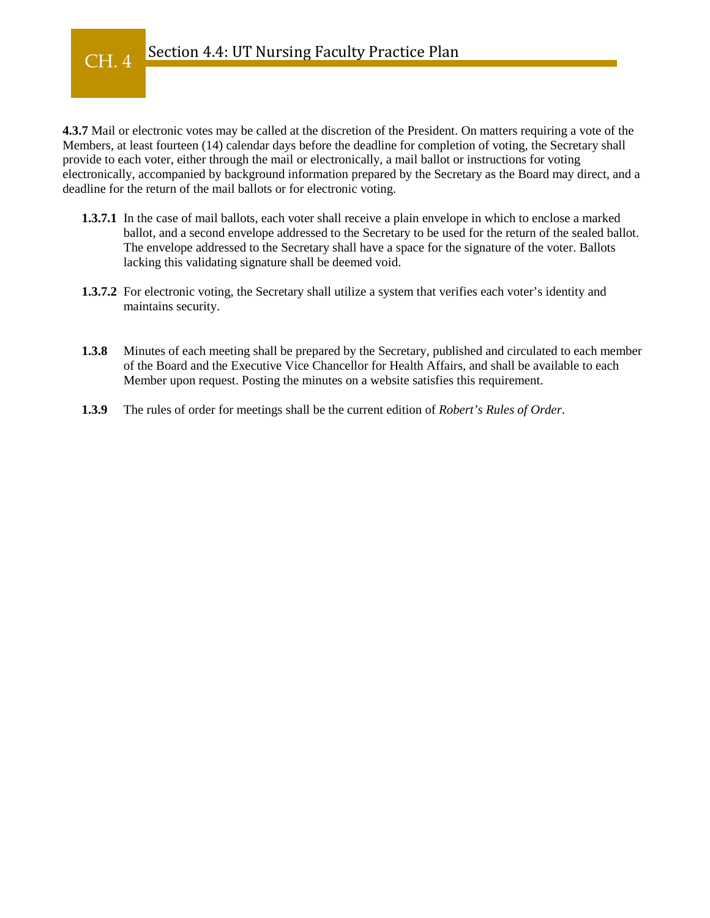**4.3.7** Mail or electronic votes may be called at the discretion of the President. On matters requiring a vote of the Members, at least fourteen (14) calendar days before the deadline for completion of voting, the Secretary shall provide to each voter, either through the mail or electronically, a mail ballot or instructions for voting electronically, accompanied by background information prepared by the Secretary as the Board may direct, and a deadline for the return of the mail ballots or for electronic voting.

**1.3.7.1** In the case of mail ballots, each voter shall receive a plain envelope in which to enclose a marked ballot, and a second envelope addressed to the Secretary to be used for the return of the sealed ballot. The envelope addressed to the Secretary shall have a space for the signature of the voter. Ballots lacking this validating signature shall be deemed void.

**1.3.7.2** For electronic voting, the Secretary shall utilize a system that verifies each voter's identity and maintains security.

**1.3.8** Minutes of each meeting shall be prepared by the Secretary, published and circulated to each member of the Board and the Executive Vice Chancellor for Health Affairs, and shall be available to each Member upon request. Posting the minutes on a website satisfies this requirement.

**1.3.9** The rules of order for meetings shall be the current edition of *Robert's Rules of Order*.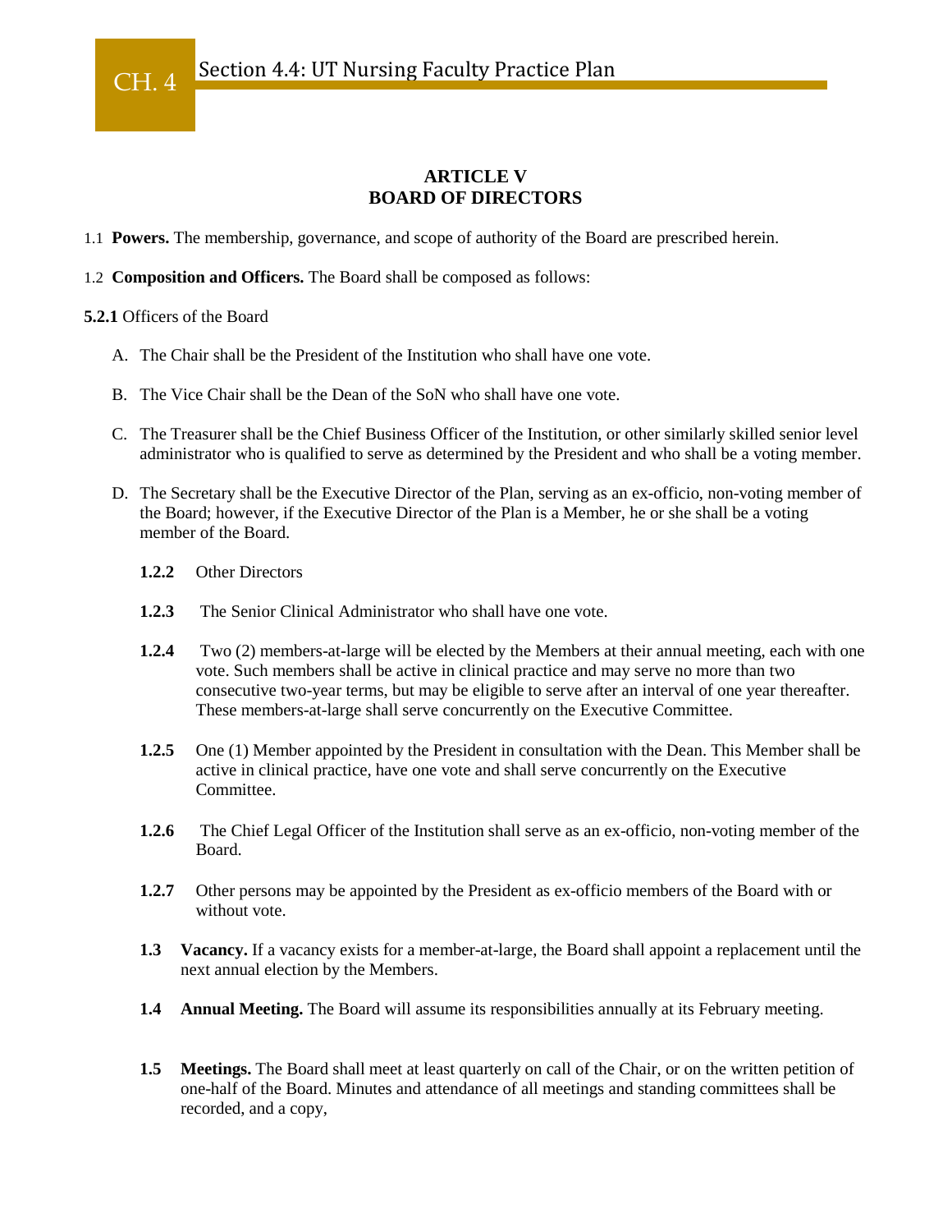## ARTICLE V
## BOARD OF DIRECTORS

1.1 **Powers.** The membership, governance, and scope of authority of the Board are prescribed herein.

1.2 **Composition and Officers.** The Board shall be composed as follows:

**5.2.1** Officers of the Board

A. The Chair shall be the President of the Institution who shall have one vote.

B. The Vice Chair shall be the Dean of the SoN who shall have one vote.

C. The Treasurer shall be the Chief Business Officer of the Institution, or other similarly skilled senior level administrator who is qualified to serve as determined by the President and who shall be a voting member.

D. The Secretary shall be the Executive Director of the Plan, serving as an ex-officio, non-voting member of the Board; however, if the Executive Director of the Plan is a Member, he or she shall be a voting member of the Board.

**1.2.2** Other Directors

**1.2.3** The Senior Clinical Administrator who shall have one vote.

**1.2.4** Two (2) members-at-large will be elected by the Members at their annual meeting, each with one vote. Such members shall be active in clinical practice and may serve no more than two consecutive two-year terms, but may be eligible to serve after an interval of one year thereafter. These members-at-large shall serve concurrently on the Executive Committee.

**1.2.5** One (1) Member appointed by the President in consultation with the Dean. This Member shall be active in clinical practice, have one vote and shall serve concurrently on the Executive Committee.

**1.2.6** The Chief Legal Officer of the Institution shall serve as an ex-officio, non-voting member of the Board.

**1.2.7** Other persons may be appointed by the President as ex-officio members of the Board with or without vote.

**1.3** **Vacancy.** If a vacancy exists for a member-at-large, the Board shall appoint a replacement until the next annual election by the Members.

**1.4** **Annual Meeting.** The Board will assume its responsibilities annually at its February meeting.

**1.5** **Meetings.** The Board shall meet at least quarterly on call of the Chair, or on the written petition of one-half of the Board. Minutes and attendance of all meetings and standing committees shall be recorded, and a copy,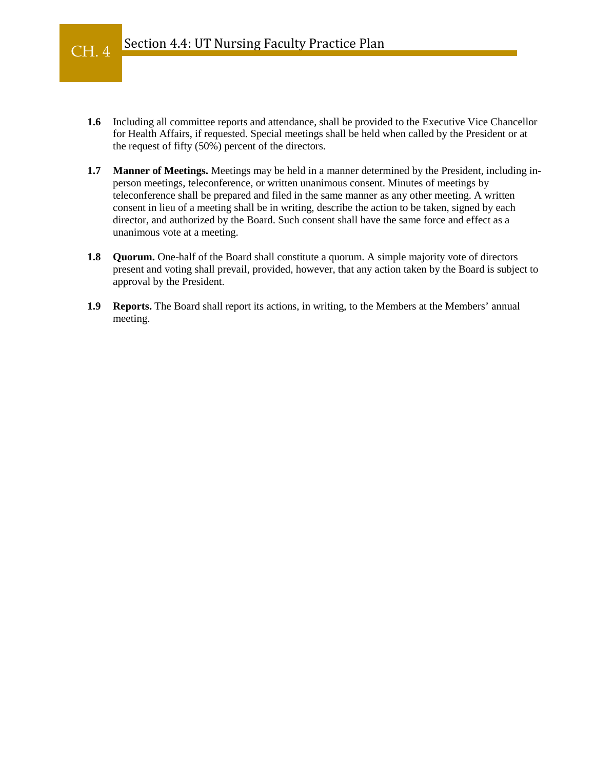**1.6** Including all committee reports and attendance, shall be provided to the Executive Vice Chancellor for Health Affairs, if requested. Special meetings shall be held when called by the President or at the request of fifty (50%) percent of the directors.

**1.7** **Manner of Meetings.** Meetings may be held in a manner determined by the President, including in-person meetings, teleconference, or written unanimous consent. Minutes of meetings by teleconference shall be prepared and filed in the same manner as any other meeting. A written consent in lieu of a meeting shall be in writing, describe the action to be taken, signed by each director, and authorized by the Board. Such consent shall have the same force and effect as a unanimous vote at a meeting.

**1.8** **Quorum.** One-half of the Board shall constitute a quorum. A simple majority vote of directors present and voting shall prevail, provided, however, that any action taken by the Board is subject to approval by the President.

**1.9** **Reports.** The Board shall report its actions, in writing, to the Members at the Members' annual meeting.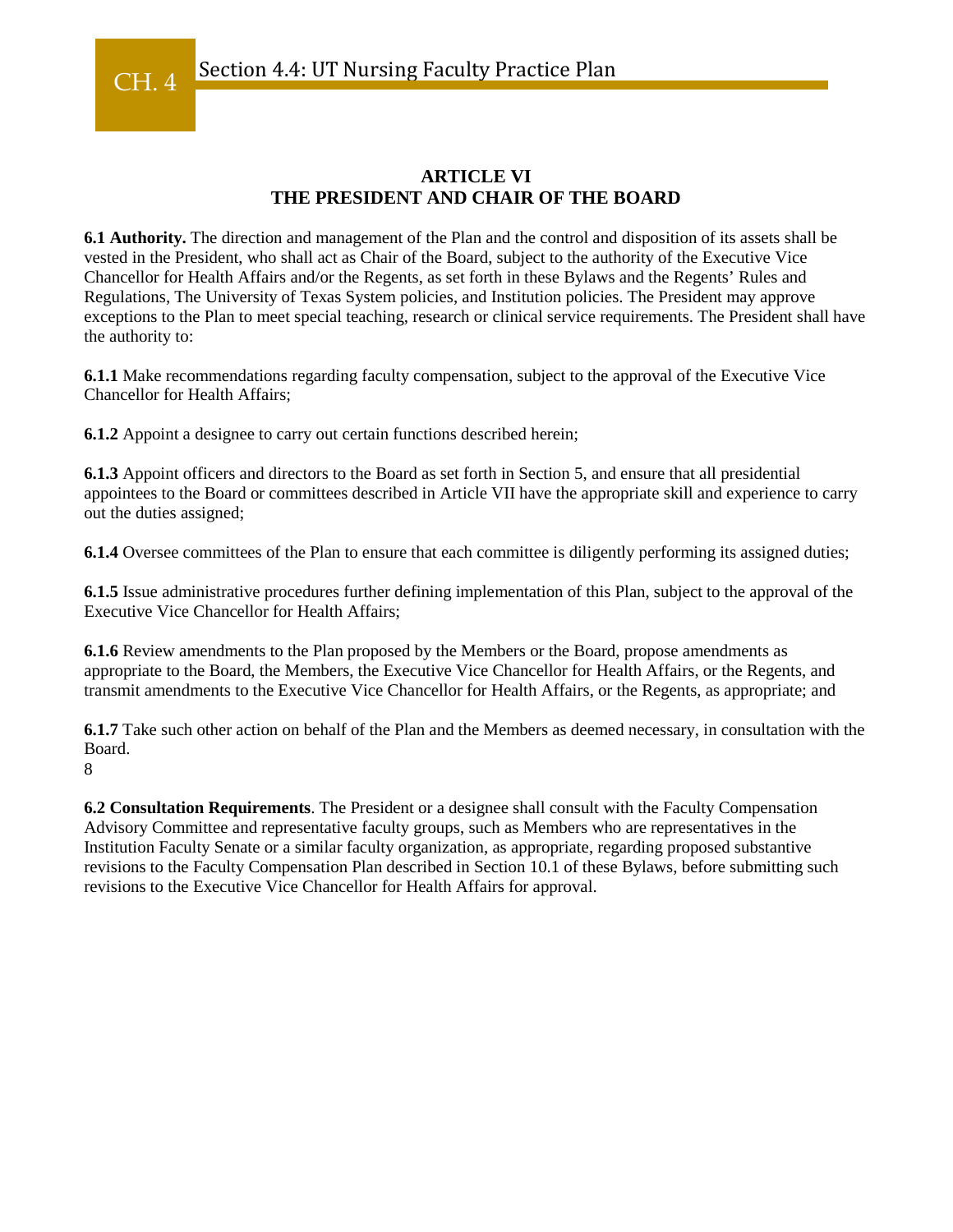# ARTICLE VI
# THE PRESIDENT AND CHAIR OF THE BOARD

**6.1 Authority.** The direction and management of the Plan and the control and disposition of its assets shall be vested in the President, who shall act as Chair of the Board, subject to the authority of the Executive Vice Chancellor for Health Affairs and/or the Regents, as set forth in these Bylaws and the Regents' Rules and Regulations, The University of Texas System policies, and Institution policies. The President may approve exceptions to the Plan to meet special teaching, research or clinical service requirements. The President shall have the authority to:

**6.1.1** Make recommendations regarding faculty compensation, subject to the approval of the Executive Vice Chancellor for Health Affairs;

**6.1.2** Appoint a designee to carry out certain functions described herein;

**6.1.3** Appoint officers and directors to the Board as set forth in Section 5, and ensure that all presidential appointees to the Board or committees described in Article VII have the appropriate skill and experience to carry out the duties assigned;

**6.1.4** Oversee committees of the Plan to ensure that each committee is diligently performing its assigned duties;

**6.1.5** Issue administrative procedures further defining implementation of this Plan, subject to the approval of the Executive Vice Chancellor for Health Affairs;

**6.1.6** Review amendments to the Plan proposed by the Members or the Board, propose amendments as appropriate to the Board, the Members, the Executive Vice Chancellor for Health Affairs, or the Regents, and transmit amendments to the Executive Vice Chancellor for Health Affairs, or the Regents, as appropriate; and

**6.1.7** Take such other action on behalf of the Plan and the Members as deemed necessary, in consultation with the Board.

**6.2 Consultation Requirements**. The President or a designee shall consult with the Faculty Compensation Advisory Committee and representative faculty groups, such as Members who are representatives in the Institution Faculty Senate or a similar faculty organization, as appropriate, regarding proposed substantive revisions to the Faculty Compensation Plan described in Section 10.1 of these Bylaws, before submitting such revisions to the Executive Vice Chancellor for Health Affairs for approval.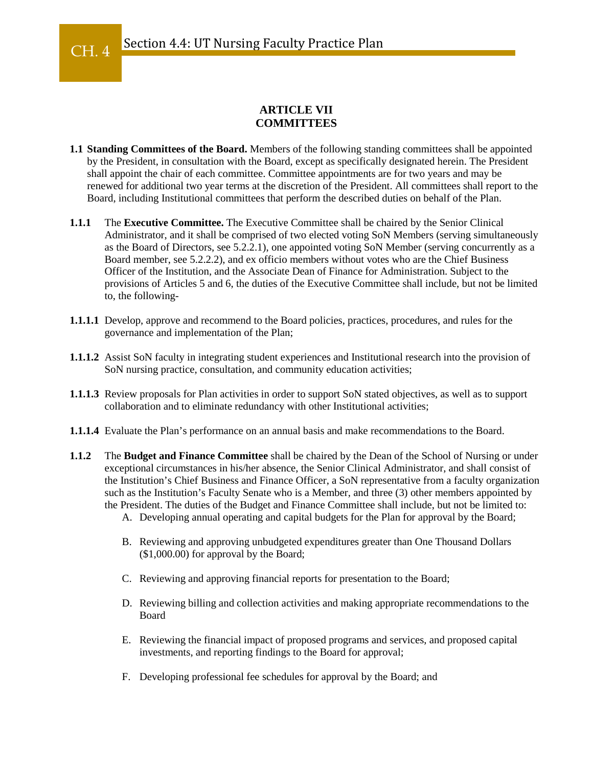## ARTICLE VII
## COMMITTEES

**1.1 Standing Committees of the Board.** Members of the following standing committees shall be appointed by the President, in consultation with the Board, except as specifically designated herein. The President shall appoint the chair of each committee. Committee appointments are for two years and may be renewed for additional two year terms at the discretion of the President. All committees shall report to the Board, including Institutional committees that perform the described duties on behalf of the Plan.

**1.1.1** The **Executive Committee.** The Executive Committee shall be chaired by the Senior Clinical Administrator, and it shall be comprised of two elected voting SoN Members (serving simultaneously as the Board of Directors, see 5.2.2.1), one appointed voting SoN Member (serving concurrently as a Board member, see 5.2.2.2), and ex officio members without votes who are the Chief Business Officer of the Institution, and the Associate Dean of Finance for Administration. Subject to the provisions of Articles 5 and 6, the duties of the Executive Committee shall include, but not be limited to, the following-

**1.1.1.1** Develop, approve and recommend to the Board policies, practices, procedures, and rules for the governance and implementation of the Plan;

**1.1.1.2** Assist SoN faculty in integrating student experiences and Institutional research into the provision of SoN nursing practice, consultation, and community education activities;

**1.1.1.3** Review proposals for Plan activities in order to support SoN stated objectives, as well as to support collaboration and to eliminate redundancy with other Institutional activities;

**1.1.1.4** Evaluate the Plan's performance on an annual basis and make recommendations to the Board.

**1.1.2** The **Budget and Finance Committee** shall be chaired by the Dean of the School of Nursing or under exceptional circumstances in his/her absence, the Senior Clinical Administrator, and shall consist of the Institution's Chief Business and Finance Officer, a SoN representative from a faculty organization such as the Institution's Faculty Senate who is a Member, and three (3) other members appointed by the President. The duties of the Budget and Finance Committee shall include, but not be limited to:

A. Developing annual operating and capital budgets for the Plan for approval by the Board;

B. Reviewing and approving unbudgeted expenditures greater than One Thousand Dollars ($1,000.00) for approval by the Board;

C. Reviewing and approving financial reports for presentation to the Board;

D. Reviewing billing and collection activities and making appropriate recommendations to the Board

E. Reviewing the financial impact of proposed programs and services, and proposed capital investments, and reporting findings to the Board for approval;

F. Developing professional fee schedules for approval by the Board; and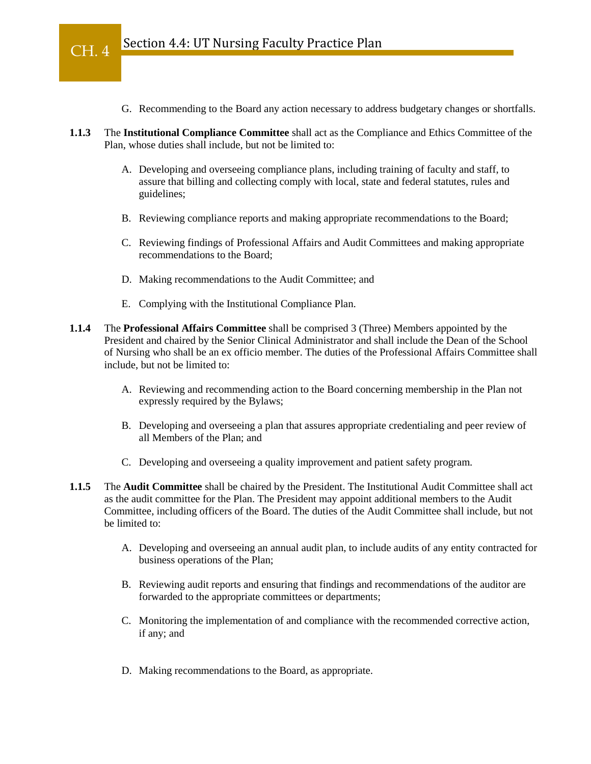G. Recommending to the Board any action necessary to address budgetary changes or shortfalls.

**1.1.3** The **Institutional Compliance Committee** shall act as the Compliance and Ethics Committee of the Plan, whose duties shall include, but not be limited to:

A. Developing and overseeing compliance plans, including training of faculty and staff, to assure that billing and collecting comply with local, state and federal statutes, rules and guidelines;

B. Reviewing compliance reports and making appropriate recommendations to the Board;

C. Reviewing findings of Professional Affairs and Audit Committees and making appropriate recommendations to the Board;

D. Making recommendations to the Audit Committee; and

E. Complying with the Institutional Compliance Plan.

**1.1.4** The **Professional Affairs Committee** shall be comprised 3 (Three) Members appointed by the President and chaired by the Senior Clinical Administrator and shall include the Dean of the School of Nursing who shall be an ex officio member. The duties of the Professional Affairs Committee shall include, but not be limited to:

A. Reviewing and recommending action to the Board concerning membership in the Plan not expressly required by the Bylaws;

B. Developing and overseeing a plan that assures appropriate credentialing and peer review of all Members of the Plan; and

C. Developing and overseeing a quality improvement and patient safety program.

**1.1.5** The **Audit Committee** shall be chaired by the President. The Institutional Audit Committee shall act as the audit committee for the Plan. The President may appoint additional members to the Audit Committee, including officers of the Board. The duties of the Audit Committee shall include, but not be limited to:

A. Developing and overseeing an annual audit plan, to include audits of any entity contracted for business operations of the Plan;

B. Reviewing audit reports and ensuring that findings and recommendations of the auditor are forwarded to the appropriate committees or departments;

C. Monitoring the implementation of and compliance with the recommended corrective action, if any; and

D. Making recommendations to the Board, as appropriate.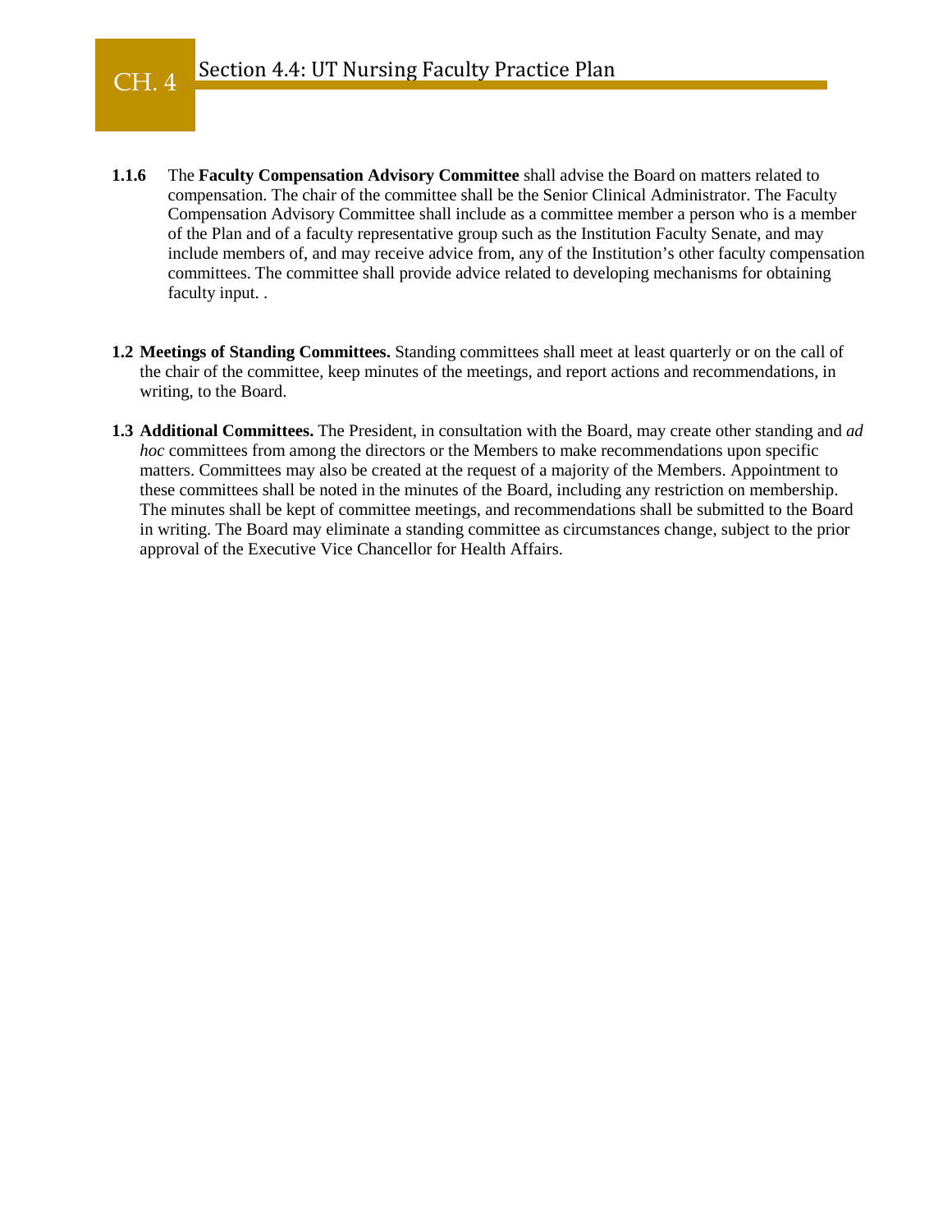**1.1.6** The **Faculty Compensation Advisory Committee** shall advise the Board on matters related to compensation. The chair of the committee shall be the Senior Clinical Administrator. The Faculty Compensation Advisory Committee shall include as a committee member a person who is a member of the Plan and of a faculty representative group such as the Institution Faculty Senate, and may include members of, and may receive advice from, any of the Institution's other faculty compensation committees. The committee shall provide advice related to developing mechanisms for obtaining faculty input. .

**1.2 Meetings of Standing Committees.** Standing committees shall meet at least quarterly or on the call of the chair of the committee, keep minutes of the meetings, and report actions and recommendations, in writing, to the Board.

**1.3 Additional Committees.** The President, in consultation with the Board, may create other standing and *ad hoc* committees from among the directors or the Members to make recommendations upon specific matters. Committees may also be created at the request of a majority of the Members. Appointment to these committees shall be noted in the minutes of the Board, including any restriction on membership. The minutes shall be kept of committee meetings, and recommendations shall be submitted to the Board in writing. The Board may eliminate a standing committee as circumstances change, subject to the prior approval of the Executive Vice Chancellor for Health Affairs.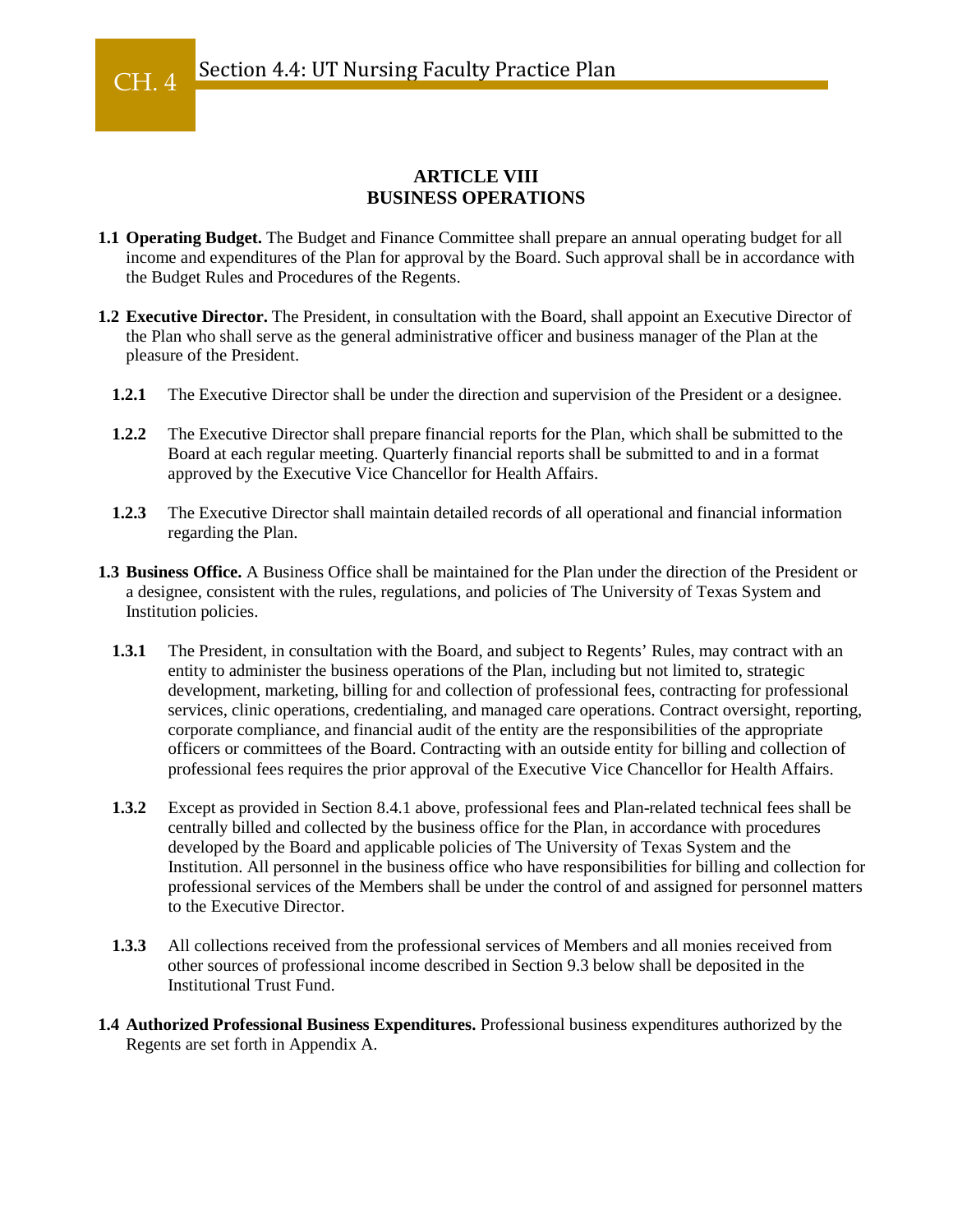## ARTICLE VIII
## BUSINESS OPERATIONS

**1.1 Operating Budget.** The Budget and Finance Committee shall prepare an annual operating budget for all income and expenditures of the Plan for approval by the Board. Such approval shall be in accordance with the Budget Rules and Procedures of the Regents.

**1.2 Executive Director.** The President, in consultation with the Board, shall appoint an Executive Director of the Plan who shall serve as the general administrative officer and business manager of the Plan at the pleasure of the President.

**1.2.1** The Executive Director shall be under the direction and supervision of the President or a designee.

**1.2.2** The Executive Director shall prepare financial reports for the Plan, which shall be submitted to the Board at each regular meeting. Quarterly financial reports shall be submitted to and in a format approved by the Executive Vice Chancellor for Health Affairs.

**1.2.3** The Executive Director shall maintain detailed records of all operational and financial information regarding the Plan.

**1.3 Business Office.** A Business Office shall be maintained for the Plan under the direction of the President or a designee, consistent with the rules, regulations, and policies of The University of Texas System and Institution policies.

**1.3.1** The President, in consultation with the Board, and subject to Regents' Rules, may contract with an entity to administer the business operations of the Plan, including but not limited to, strategic development, marketing, billing for and collection of professional fees, contracting for professional services, clinic operations, credentialing, and managed care operations. Contract oversight, reporting, corporate compliance, and financial audit of the entity are the responsibilities of the appropriate officers or committees of the Board. Contracting with an outside entity for billing and collection of professional fees requires the prior approval of the Executive Vice Chancellor for Health Affairs.

**1.3.2** Except as provided in Section 8.4.1 above, professional fees and Plan-related technical fees shall be centrally billed and collected by the business office for the Plan, in accordance with procedures developed by the Board and applicable policies of The University of Texas System and the Institution. All personnel in the business office who have responsibilities for billing and collection for professional services of the Members shall be under the control of and assigned for personnel matters to the Executive Director.

**1.3.3** All collections received from the professional services of Members and all monies received from other sources of professional income described in Section 9.3 below shall be deposited in the Institutional Trust Fund.

**1.4 Authorized Professional Business Expenditures.** Professional business expenditures authorized by the Regents are set forth in Appendix A.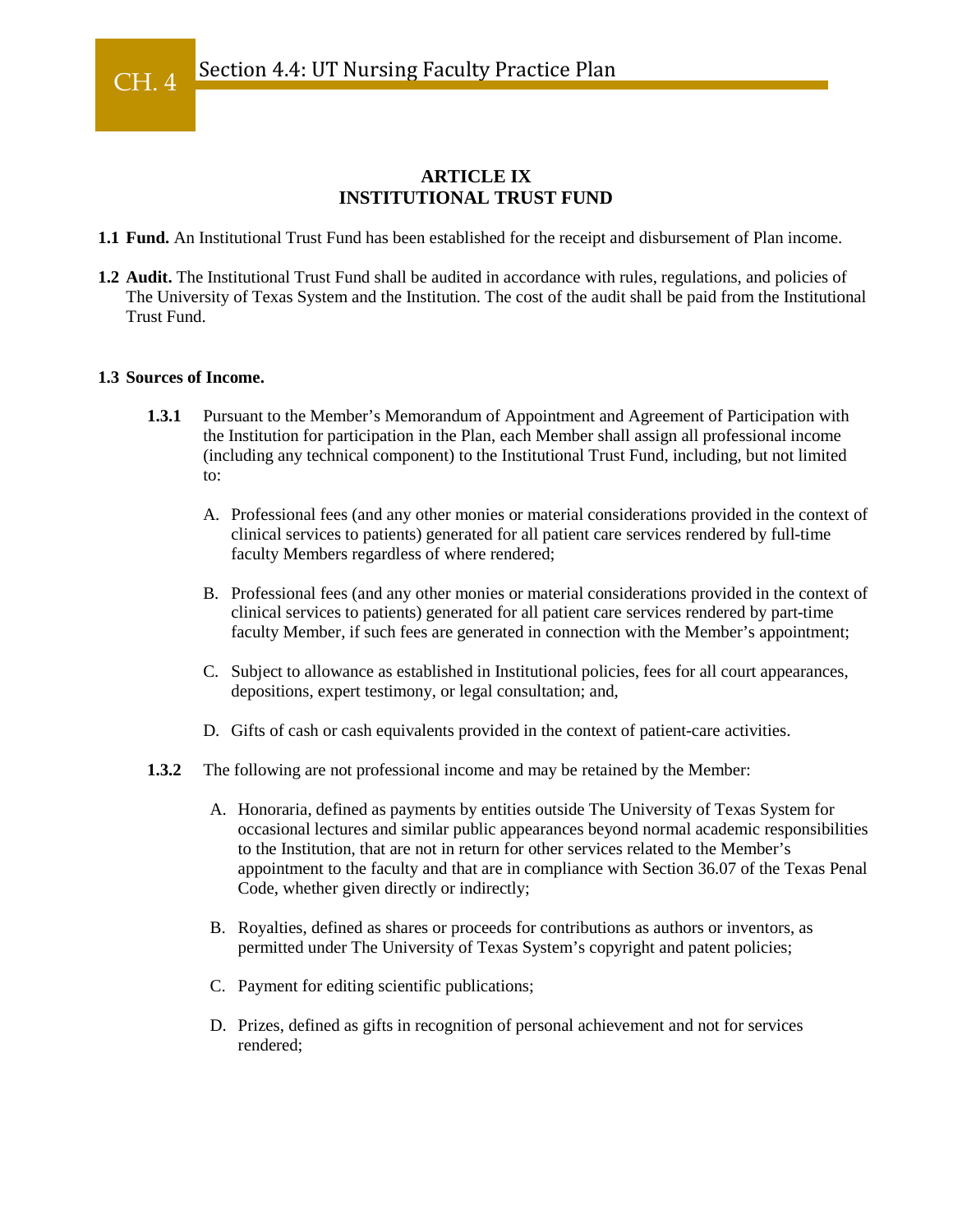## ARTICLE IX
## INSTITUTIONAL TRUST FUND

**1.1 Fund.** An Institutional Trust Fund has been established for the receipt and disbursement of Plan income.

**1.2 Audit.** The Institutional Trust Fund shall be audited in accordance with rules, regulations, and policies of The University of Texas System and the Institution. The cost of the audit shall be paid from the Institutional Trust Fund.

**1.3 Sources of Income.**

**1.3.1** Pursuant to the Member's Memorandum of Appointment and Agreement of Participation with the Institution for participation in the Plan, each Member shall assign all professional income (including any technical component) to the Institutional Trust Fund, including, but not limited to:

A. Professional fees (and any other monies or material considerations provided in the context of clinical services to patients) generated for all patient care services rendered by full-time faculty Members regardless of where rendered;

B. Professional fees (and any other monies or material considerations provided in the context of clinical services to patients) generated for all patient care services rendered by part-time faculty Member, if such fees are generated in connection with the Member's appointment;

C. Subject to allowance as established in Institutional policies, fees for all court appearances, depositions, expert testimony, or legal consultation; and,

D. Gifts of cash or cash equivalents provided in the context of patient-care activities.

**1.3.2** The following are not professional income and may be retained by the Member:

A. Honoraria, defined as payments by entities outside The University of Texas System for occasional lectures and similar public appearances beyond normal academic responsibilities to the Institution, that are not in return for other services related to the Member's appointment to the faculty and that are in compliance with Section 36.07 of the Texas Penal Code, whether given directly or indirectly;

B. Royalties, defined as shares or proceeds for contributions as authors or inventors, as permitted under The University of Texas System's copyright and patent policies;

C. Payment for editing scientific publications;

D. Prizes, defined as gifts in recognition of personal achievement and not for services rendered;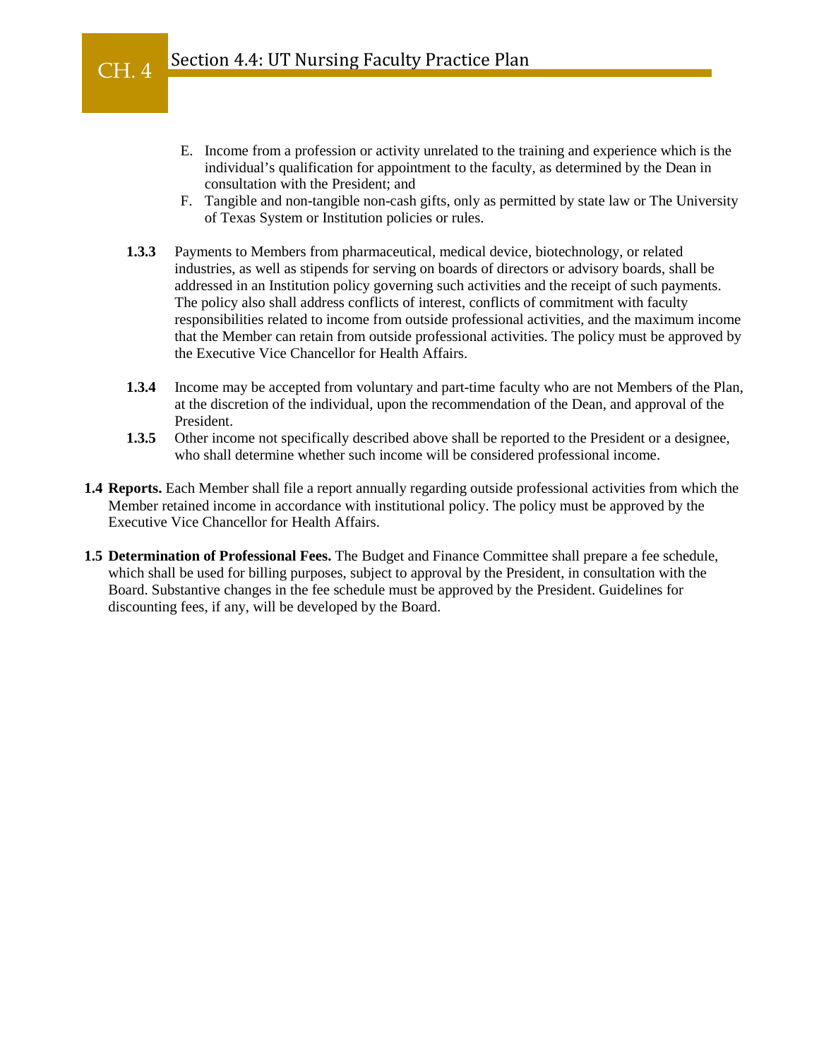E. Income from a profession or activity unrelated to the training and experience which is the individual's qualification for appointment to the faculty, as determined by the Dean in consultation with the President; and

F. Tangible and non-tangible non-cash gifts, only as permitted by state law or The University of Texas System or Institution policies or rules.

**1.3.3** Payments to Members from pharmaceutical, medical device, biotechnology, or related industries, as well as stipends for serving on boards of directors or advisory boards, shall be addressed in an Institution policy governing such activities and the receipt of such payments. The policy also shall address conflicts of interest, conflicts of commitment with faculty responsibilities related to income from outside professional activities, and the maximum income that the Member can retain from outside professional activities. The policy must be approved by the Executive Vice Chancellor for Health Affairs.

**1.3.4** Income may be accepted from voluntary and part-time faculty who are not Members of the Plan, at the discretion of the individual, upon the recommendation of the Dean, and approval of the President.

**1.3.5** Other income not specifically described above shall be reported to the President or a designee, who shall determine whether such income will be considered professional income.

**1.4 Reports.** Each Member shall file a report annually regarding outside professional activities from which the Member retained income in accordance with institutional policy. The policy must be approved by the Executive Vice Chancellor for Health Affairs.

**1.5 Determination of Professional Fees.** The Budget and Finance Committee shall prepare a fee schedule, which shall be used for billing purposes, subject to approval by the President, in consultation with the Board. Substantive changes in the fee schedule must be approved by the President. Guidelines for discounting fees, if any, will be developed by the Board.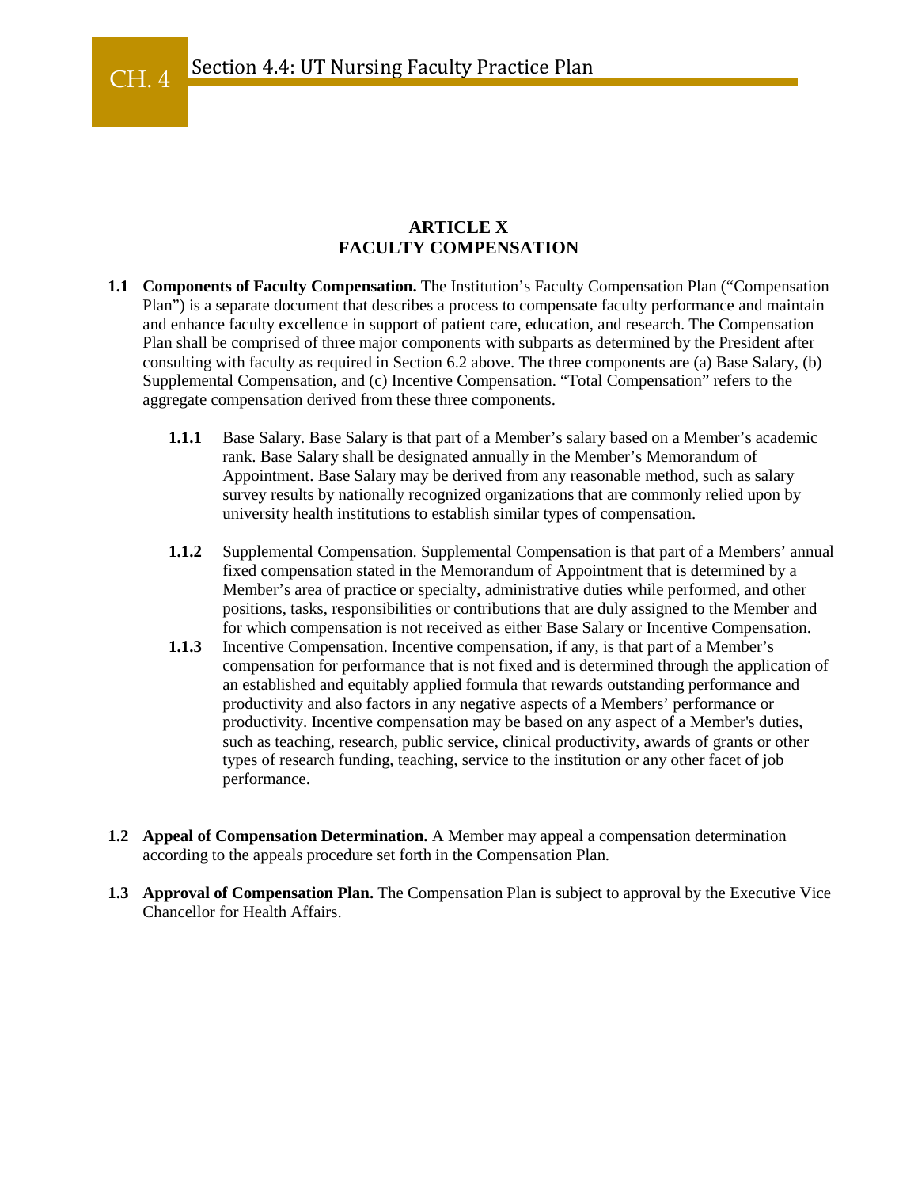## ARTICLE X
## FACULTY COMPENSATION

**1.1 Components of Faculty Compensation.** The Institution's Faculty Compensation Plan ("Compensation Plan") is a separate document that describes a process to compensate faculty performance and maintain and enhance faculty excellence in support of patient care, education, and research. The Compensation Plan shall be comprised of three major components with subparts as determined by the President after consulting with faculty as required in Section 6.2 above. The three components are (a) Base Salary, (b) Supplemental Compensation, and (c) Incentive Compensation. "Total Compensation" refers to the aggregate compensation derived from these three components.

**1.1.1** Base Salary. Base Salary is that part of a Member's salary based on a Member's academic rank. Base Salary shall be designated annually in the Member's Memorandum of Appointment. Base Salary may be derived from any reasonable method, such as salary survey results by nationally recognized organizations that are commonly relied upon by university health institutions to establish similar types of compensation.

**1.1.2** Supplemental Compensation. Supplemental Compensation is that part of a Members' annual fixed compensation stated in the Memorandum of Appointment that is determined by a Member's area of practice or specialty, administrative duties while performed, and other positions, tasks, responsibilities or contributions that are duly assigned to the Member and for which compensation is not received as either Base Salary or Incentive Compensation.

**1.1.3** Incentive Compensation. Incentive compensation, if any, is that part of a Member's compensation for performance that is not fixed and is determined through the application of an established and equitably applied formula that rewards outstanding performance and productivity and also factors in any negative aspects of a Members' performance or productivity. Incentive compensation may be based on any aspect of a Member's duties, such as teaching, research, public service, clinical productivity, awards of grants or other types of research funding, teaching, service to the institution or any other facet of job performance.

**1.2 Appeal of Compensation Determination.** A Member may appeal a compensation determination according to the appeals procedure set forth in the Compensation Plan.

**1.3 Approval of Compensation Plan.** The Compensation Plan is subject to approval by the Executive Vice Chancellor for Health Affairs.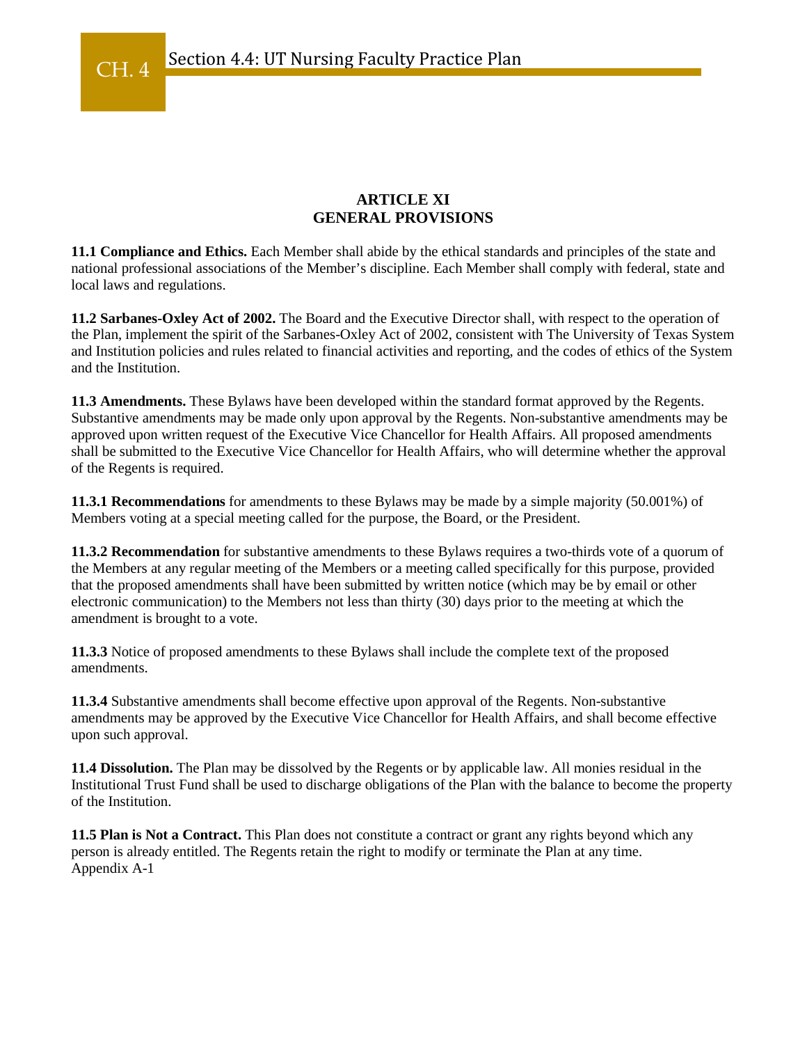## ARTICLE XI
## GENERAL PROVISIONS

**11.1 Compliance and Ethics.** Each Member shall abide by the ethical standards and principles of the state and national professional associations of the Member's discipline. Each Member shall comply with federal, state and local laws and regulations.

**11.2 Sarbanes-Oxley Act of 2002.** The Board and the Executive Director shall, with respect to the operation of the Plan, implement the spirit of the Sarbanes-Oxley Act of 2002, consistent with The University of Texas System and Institution policies and rules related to financial activities and reporting, and the codes of ethics of the System and the Institution.

**11.3 Amendments.** These Bylaws have been developed within the standard format approved by the Regents. Substantive amendments may be made only upon approval by the Regents. Non-substantive amendments may be approved upon written request of the Executive Vice Chancellor for Health Affairs. All proposed amendments shall be submitted to the Executive Vice Chancellor for Health Affairs, who will determine whether the approval of the Regents is required.

**11.3.1 Recommendations** for amendments to these Bylaws may be made by a simple majority (50.001%) of Members voting at a special meeting called for the purpose, the Board, or the President.

**11.3.2 Recommendation** for substantive amendments to these Bylaws requires a two-thirds vote of a quorum of the Members at any regular meeting of the Members or a meeting called specifically for this purpose, provided that the proposed amendments shall have been submitted by written notice (which may be by email or other electronic communication) to the Members not less than thirty (30) days prior to the meeting at which the amendment is brought to a vote.

**11.3.3** Notice of proposed amendments to these Bylaws shall include the complete text of the proposed amendments.

**11.3.4** Substantive amendments shall become effective upon approval of the Regents. Non-substantive amendments may be approved by the Executive Vice Chancellor for Health Affairs, and shall become effective upon such approval.

**11.4 Dissolution.** The Plan may be dissolved by the Regents or by applicable law. All monies residual in the Institutional Trust Fund shall be used to discharge obligations of the Plan with the balance to become the property of the Institution.

**11.5 Plan is Not a Contract.** This Plan does not constitute a contract or grant any rights beyond which any person is already entitled. The Regents retain the right to modify or terminate the Plan at any time.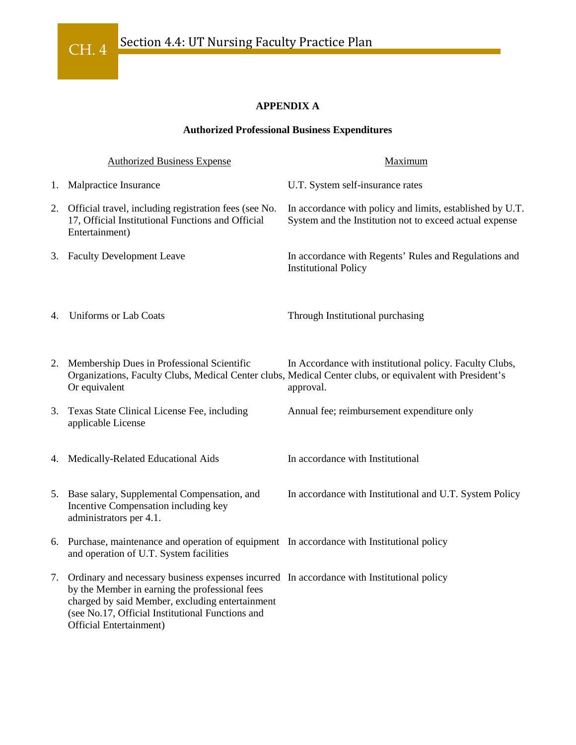## APPENDIX A

### Authorized Professional Business Expenditures

| | Authorized Business Expense | Maximum |
|---|---|---|
| 1. | Malpractice Insurance | U.T. System self-insurance rates |
| 2. | Official travel, including registration fees (see No. 17, Official Institutional Functions and Official Entertainment) | In accordance with policy and limits, established by U.T. System and the Institution not to exceed actual expense |
| 3. | Faculty Development Leave | In accordance with Regents' Rules and Regulations and Institutional Policy |
| 4. | Uniforms or Lab Coats | Through Institutional purchasing |
| 2. | Membership Dues in Professional Scientific Organizations, Faculty Clubs, Medical Center clubs, Or equivalent | In Accordance with institutional policy. Faculty Clubs, Medical Center clubs, or equivalent with President's approval. |
| 3. | Texas State Clinical License Fee, including applicable License | Annual fee; reimbursement expenditure only |
| 4. | Medically-Related Educational Aids | In accordance with Institutional |
| 5. | Base salary, Supplemental Compensation, and Incentive Compensation including key administrators per 4.1. | In accordance with Institutional and U.T. System Policy |
| 6. | Purchase, maintenance and operation of equipment and operation of U.T. System facilities | In accordance with Institutional policy |
| 7. | Ordinary and necessary business expenses incurred by the Member in earning the professional fees charged by said Member, excluding entertainment (see No.17, Official Institutional Functions and Official Entertainment) | In accordance with Institutional policy |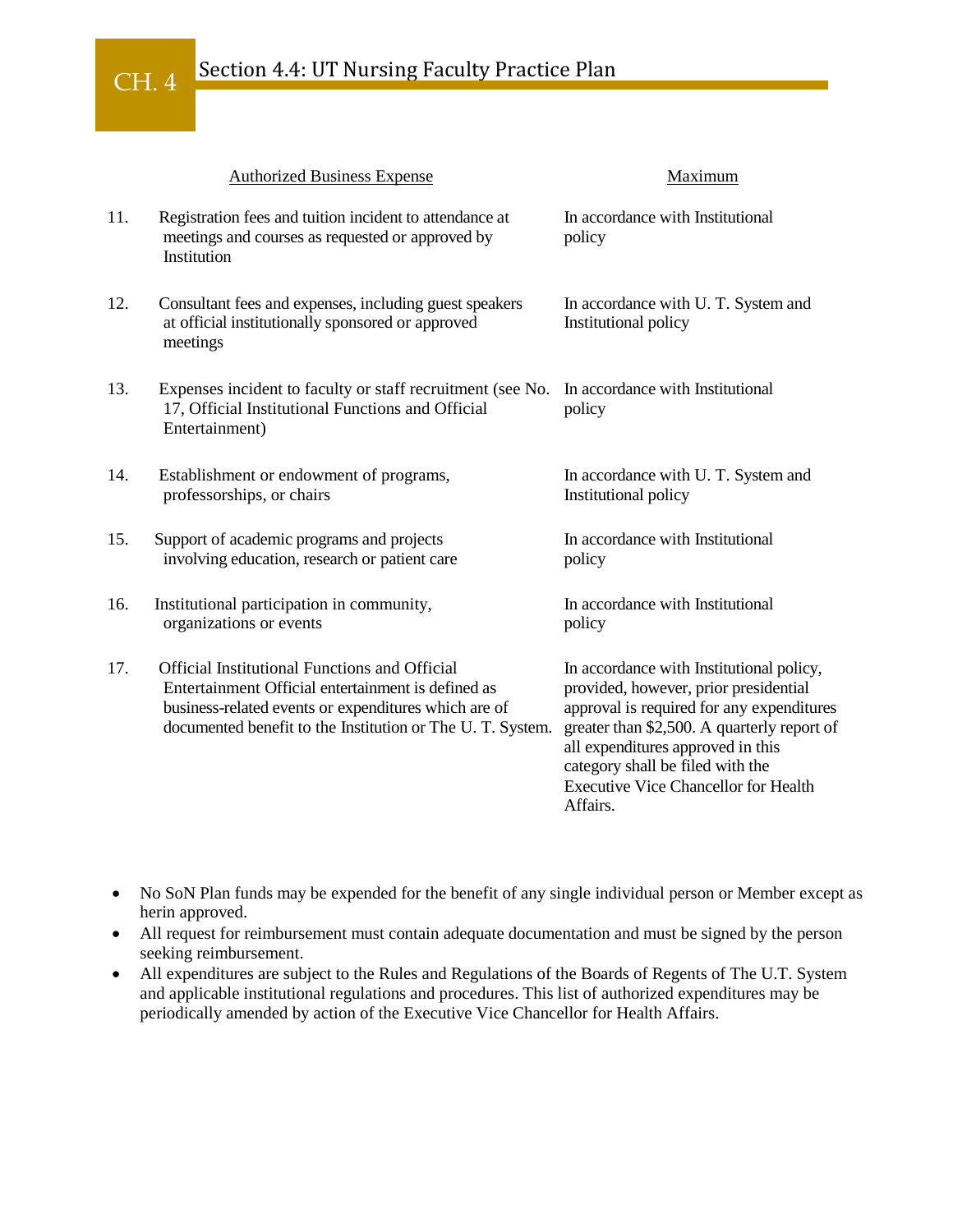| | Authorized Business Expense | Maximum |
|---|---|---|
| 11. | Registration fees and tuition incident to attendance at meetings and courses as requested or approved by Institution | In accordance with Institutional policy |
| 12. | Consultant fees and expenses, including guest speakers at official institutionally sponsored or approved meetings | In accordance with U. T. System and Institutional policy |
| 13. | Expenses incident to faculty or staff recruitment (see No. 17, Official Institutional Functions and Official Entertainment) | In accordance with Institutional policy |
| 14. | Establishment or endowment of programs, professorships, or chairs | In accordance with U. T. System and Institutional policy |
| 15. | Support of academic programs and projects involving education, research or patient care | In accordance with Institutional policy |
| 16. | Institutional participation in community, organizations or events | In accordance with Institutional policy |
| 17. | Official Institutional Functions and Official Entertainment Official entertainment is defined as business-related events or expenditures which are of documented benefit to the Institution or The U. T. System. | In accordance with Institutional policy, provided, however, prior presidential approval is required for any expenditures greater than $2,500. A quarterly report of all expenditures approved in this category shall be filed with the Executive Vice Chancellor for Health Affairs. |

- No SoN Plan funds may be expended for the benefit of any single individual person or Member except as herin approved.
- All request for reimbursement must contain adequate documentation and must be signed by the person seeking reimbursement.
- All expenditures are subject to the Rules and Regulations of the Boards of Regents of The U.T. System and applicable institutional regulations and procedures. This list of authorized expenditures may be periodically amended by action of the Executive Vice Chancellor for Health Affairs.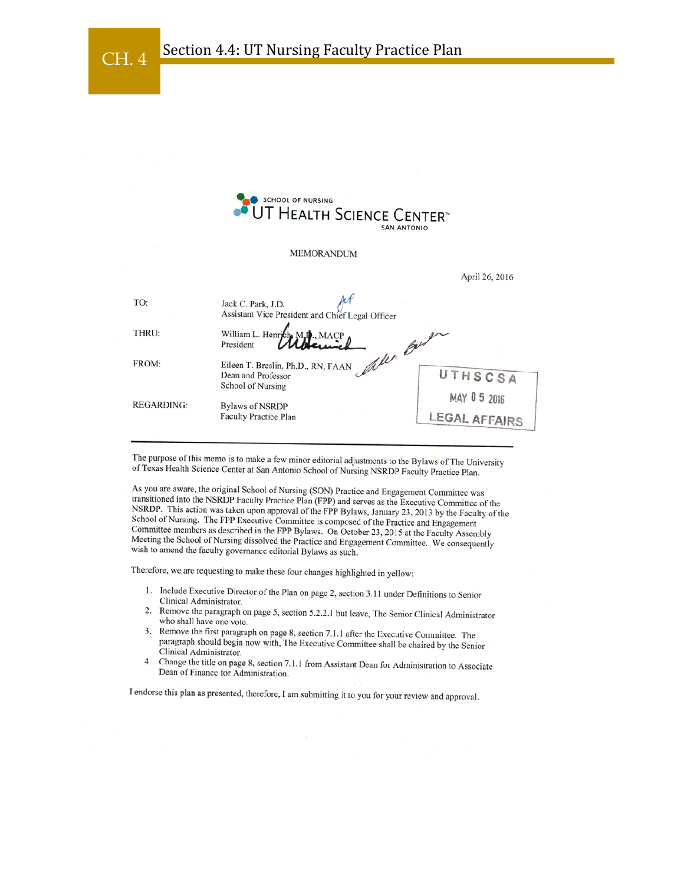# Section 4.4: UT Nursing Faculty Practice Plan

SCHOOL OF NURSING
UT HEALTH SCIENCE CENTER™
SAN ANTONIO

MEMORANDUM

April 26, 2016

| | |
|---|---|
| TO: | Jack C. Park, J.D.<br>Assistant Vice President and Chief Legal Officer |
| THRU: | William L. Henrich, M.D., MACP<br>President |
| FROM: | Eileen T. Breslin, Ph.D., RN, FAAN<br>Dean and Professor<br>School of Nursing |
| REGARDING: | Bylaws of NSRDP<br>Faculty Practice Plan |

UTHSCSA
MAY 05 2016
LEGAL AFFAIRS

---

The purpose of this memo is to make a few minor editorial adjustments to the Bylaws of The University of Texas Health Science Center at San Antonio School of Nursing NSRDP Faculty Practice Plan.

As you are aware, the original School of Nursing (SON) Practice and Engagement Committee was transitioned into the NSRDP Faculty Practice Plan (FPP) and serves as the Executive Committee of the NSRDP. This action was taken upon approval of the FPP Bylaws, January 23, 2013 by the Faculty of the School of Nursing. The FPP Executive Committee is composed of the Practice and Engagement Committee members as described in the FPP Bylaws. On October 23, 2015 at the Faculty Assembly Meeting the School of Nursing dissolved the Practice and Engagement Committee. We consequently wish to amend the faculty governance editorial Bylaws as such.

Therefore, we are requesting to make these four changes highlighted in yellow:

1. Include Executive Director of the Plan on page 2, section 3.11 under Definitions to Senior Clinical Administrator.
2. Remove the paragraph on page 5, section 5.2.2.1 but leave, The Senior Clinical Administrator who shall have one vote.
3. Remove the first paragraph on page 8, section 7.1.1 after the Executive Committee. The paragraph should begin now with, The Executive Committee shall be chaired by the Senior Clinical Administrator.
4. Change the title on page 8, section 7.1.1 from Assistant Dean for Administration to Associate Dean of Finance for Administration.

I endorse this plan as presented, therefore, I am submitting it to you for your review and approval.